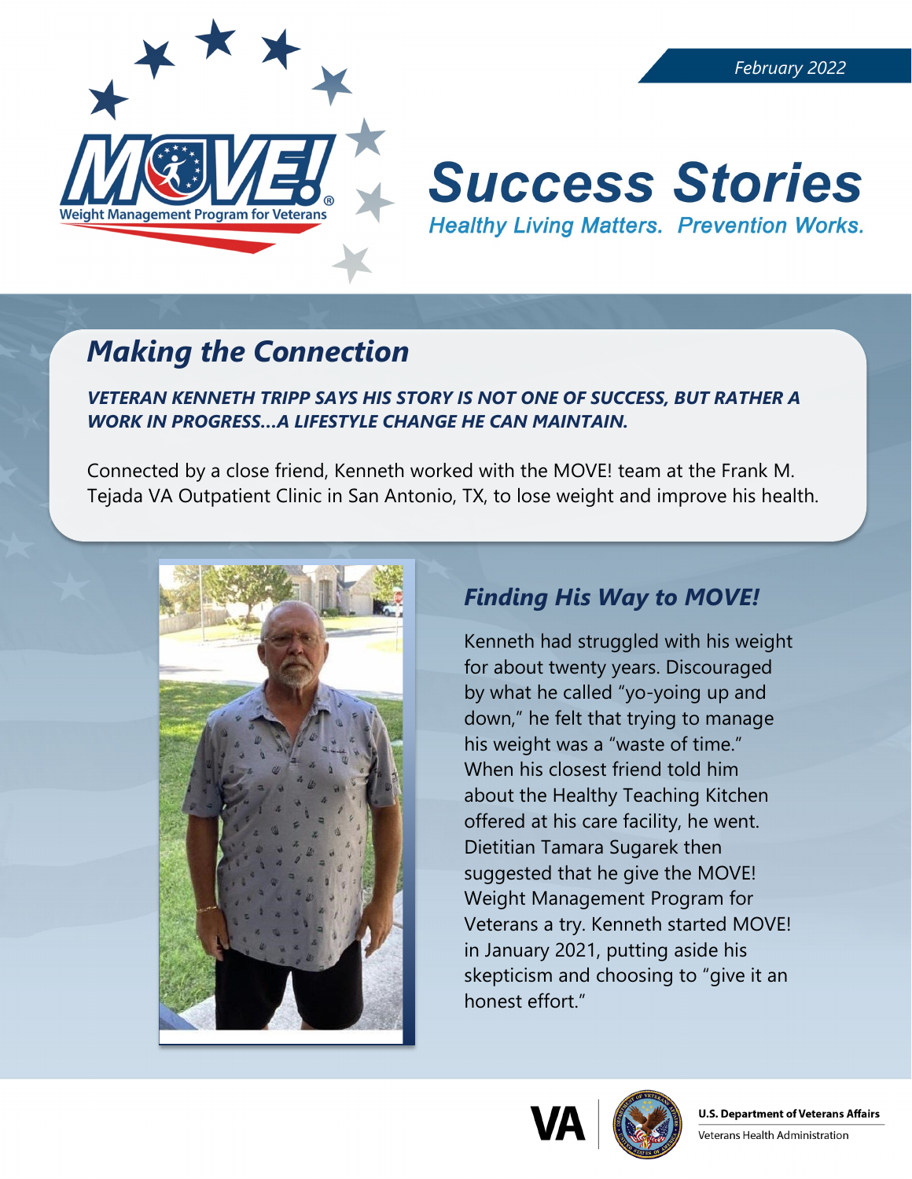February 2022

MOVE! Weight Management Program for Veterans

# Success Stories

*Healthy Living Matters. Prevention Works.*

## *Making the Connection*

***VETERAN KENNETH TRIPP SAYS HIS STORY IS NOT ONE OF SUCCESS, BUT RATHER A WORK IN PROGRESS…A LIFESTYLE CHANGE HE CAN MAINTAIN.***

Connected by a close friend, Kenneth worked with the MOVE! team at the Frank M. Tejada VA Outpatient Clinic in San Antonio, TX, to lose weight and improve his health.

## *Finding His Way to MOVE!*

Kenneth had struggled with his weight for about twenty years. Discouraged by what he called "yo-yoing up and down," he felt that trying to manage his weight was a "waste of time." When his closest friend told him about the Healthy Teaching Kitchen offered at his care facility, he went. Dietitian Tamara Sugarek then suggested that he give the MOVE! Weight Management Program for Veterans a try. Kenneth started MOVE! in January 2021, putting aside his skepticism and choosing to "give it an honest effort."

U.S. Department of Veterans Affairs
Veterans Health Administration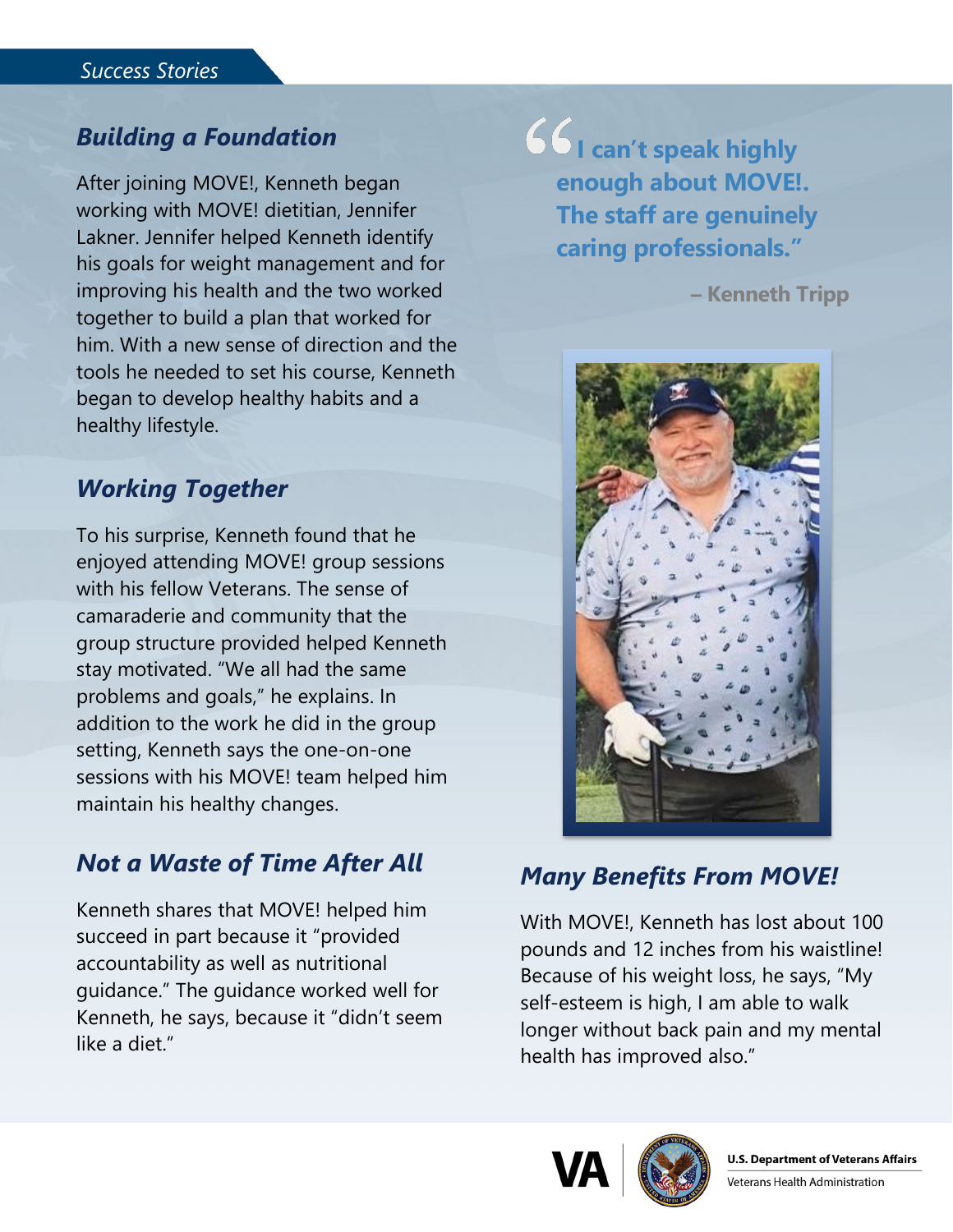*Success Stories*

## *Building a Foundation*

After joining MOVE!, Kenneth began working with MOVE! dietitian, Jennifer Lakner. Jennifer helped Kenneth identify his goals for weight management and for improving his health and the two worked together to build a plan that worked for him. With a new sense of direction and the tools he needed to set his course, Kenneth began to develop healthy habits and a healthy lifestyle.

## *Working Together*

To his surprise, Kenneth found that he enjoyed attending MOVE! group sessions with his fellow Veterans. The sense of camaraderie and community that the group structure provided helped Kenneth stay motivated. "We all had the same problems and goals," he explains. In addition to the work he did in the group setting, Kenneth says the one-on-one sessions with his MOVE! team helped him maintain his healthy changes.

## *Not a Waste of Time After All*

Kenneth shares that MOVE! helped him succeed in part because it "provided accountability as well as nutritional guidance." The guidance worked well for Kenneth, he says, because it "didn't seem like a diet."

> **"I can't speak highly enough about MOVE!. The staff are genuinely caring professionals."**
>
> **– Kenneth Tripp**

## *Many Benefits From MOVE!*

With MOVE!, Kenneth has lost about 100 pounds and 12 inches from his waistline! Because of his weight loss, he says, "My self-esteem is high, I am able to walk longer without back pain and my mental health has improved also."

**U.S. Department of Veterans Affairs**
Veterans Health Administration